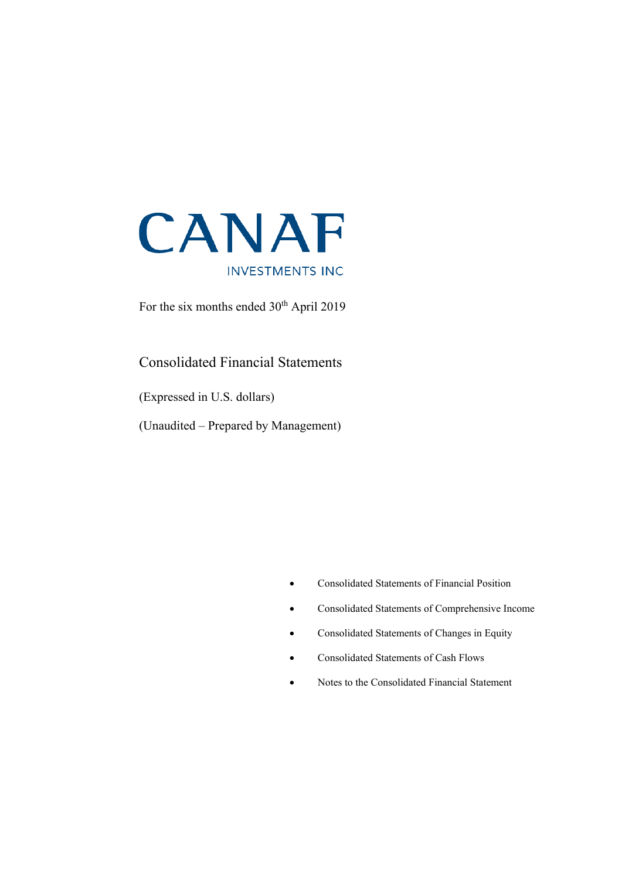# CANAF

INVESTMENTS INC

For the six months ended 30th April 2019

## Consolidated Financial Statements

(Expressed in U.S. dollars)

(Unaudited – Prepared by Management)

- Consolidated Statements of Financial Position
- Consolidated Statements of Comprehensive Income
- Consolidated Statements of Changes in Equity
- Consolidated Statements of Cash Flows
- Notes to the Consolidated Financial Statement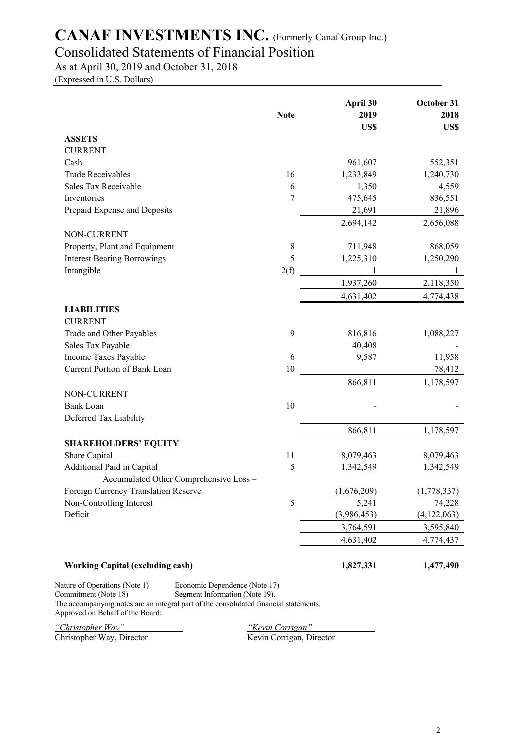# CANAF INVESTMENTS INC. (Formerly Canaf Group Inc.)

## Consolidated Statements of Financial Position

As at April 30, 2019 and October 31, 2018

(Expressed in U.S. Dollars)

| | Note | April 30 2019 US$ | October 31 2018 US$ |
|---|---|---|---|
| **ASSETS** | | | |
| CURRENT | | | |
| Cash | | 961,607 | 552,351 |
| Trade Receivables | 16 | 1,233,849 | 1,240,730 |
| Sales Tax Receivable | 6 | 1,350 | 4,559 |
| Inventories | 7 | 475,645 | 836,551 |
| Prepaid Expense and Deposits | | 21,691 | 21,896 |
| | | 2,694,142 | 2,656,088 |
| NON-CURRENT | | | |
| Property, Plant and Equipment | 8 | 711,948 | 868,059 |
| Interest Bearing Borrowings | 5 | 1,225,310 | 1,250,290 |
| Intangible | 2(f) | 1 | 1 |
| | | 1,937,260 | 2,118,350 |
| | | 4,631,402 | 4,774,438 |
| **LIABILITIES** | | | |
| CURRENT | | | |
| Trade and Other Payables | 9 | 816,816 | 1,088,227 |
| Sales Tax Payable | | 40,408 | - |
| Income Taxes Payable | 6 | 9,587 | 11,958 |
| Current Portion of Bank Loan | 10 | | 78,412 |
| | | 866,811 | 1,178,597 |
| NON-CURRENT | | | |
| Bank Loan | 10 | - | - |
| Deferred Tax Liability | | | |
| | | 866,811 | 1,178,597 |
| **SHAREHOLDERS' EQUITY** | | | |
| Share Capital | 11 | 8,079,463 | 8,079,463 |
| Additional Paid in Capital | 5 | 1,342,549 | 1,342,549 |
| Accumulated Other Comprehensive Loss – Foreign Currency Translation Reserve | | (1,676,209) | (1,778,337) |
| Non-Controlling Interest | 5 | 5,241 | 74,228 |
| Deficit | | (3,986,453) | (4,122,063) |
| | | 3,764,591 | 3,595,840 |
| | | 4,631,402 | 4,774,437 |
| **Working Capital (excluding cash)** | | **1,827,331** | **1,477,490** |

Nature of Operations (Note 1) Economic Dependence (Note 17)
Commitment (Note 18) Segment Information (Note 19).
The accompanying notes are an integral part of the consolidated financial statements.
Approved on Behalf of the Board:

*"Christopher Way"* *"Kevin Corrigan"*
Christopher Way, Director Kevin Corrigan, Director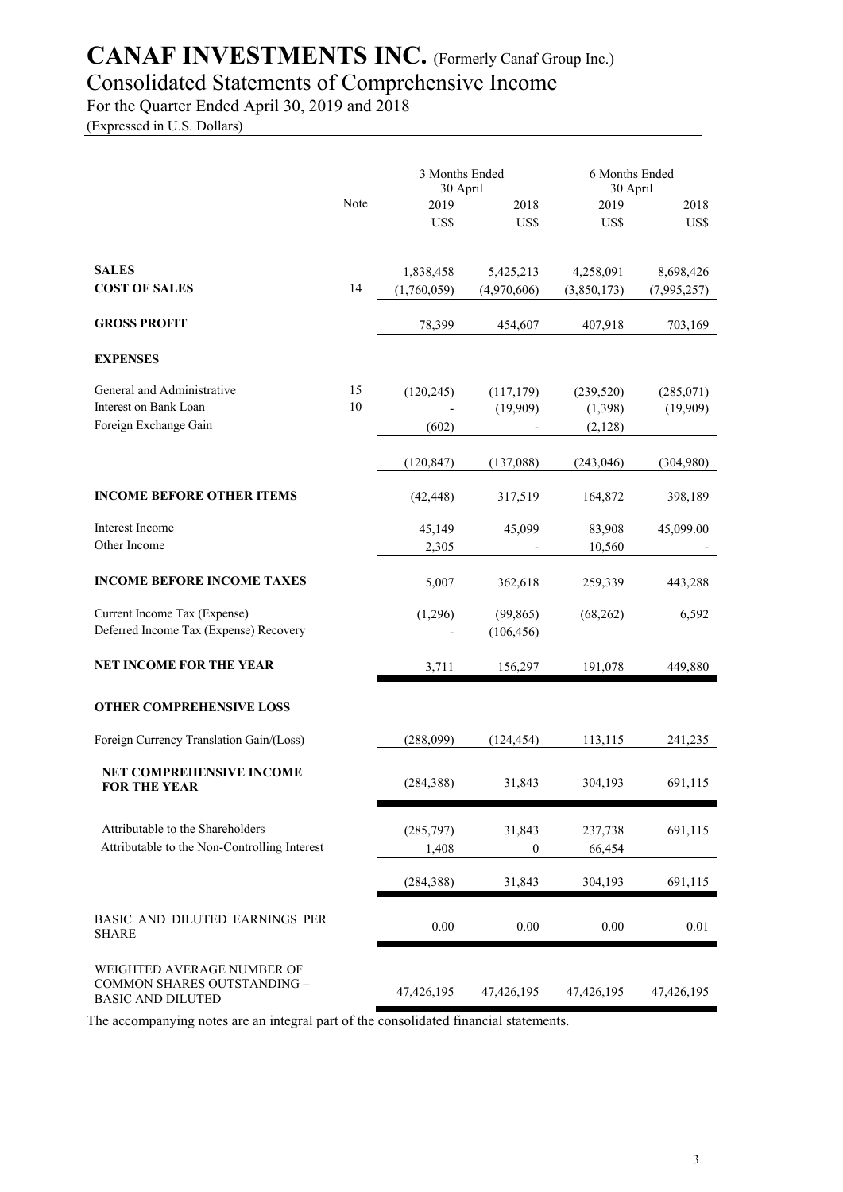# CANAF INVESTMENTS INC. (Formerly Canaf Group Inc.)

## Consolidated Statements of Comprehensive Income

For the Quarter Ended April 30, 2019 and 2018

(Expressed in U.S. Dollars)

| | Note | 3 Months Ended 30 April | | 6 Months Ended 30 April | |
|---|---|---|---|---|---|
| | | 2019 | 2018 | 2019 | 2018 |
| | | US$ | US$ | US$ | US$ |
| **SALES** | | 1,838,458 | 5,425,213 | 4,258,091 | 8,698,426 |
| **COST OF SALES** | 14 | (1,760,059) | (4,970,606) | (3,850,173) | (7,995,257) |
| **GROSS PROFIT** | | 78,399 | 454,607 | 407,918 | 703,169 |
| **EXPENSES** | | | | | |
| General and Administrative | 15 | (120,245) | (117,179) | (239,520) | (285,071) |
| Interest on Bank Loan | 10 | - | (19,909) | (1,398) | (19,909) |
| Foreign Exchange Gain | | (602) | - | (2,128) | |
| | | (120,847) | (137,088) | (243,046) | (304,980) |
| **INCOME BEFORE OTHER ITEMS** | | (42,448) | 317,519 | 164,872 | 398,189 |
| Interest Income | | 45,149 | 45,099 | 83,908 | 45,099.00 |
| Other Income | | 2,305 | - | 10,560 | - |
| **INCOME BEFORE INCOME TAXES** | | 5,007 | 362,618 | 259,339 | 443,288 |
| Current Income Tax (Expense) | | (1,296) | (99,865) | (68,262) | 6,592 |
| Deferred Income Tax (Expense) Recovery | | - | (106,456) | | |
| **NET INCOME FOR THE YEAR** | | 3,711 | 156,297 | 191,078 | 449,880 |
| **OTHER COMPREHENSIVE LOSS** | | | | | |
| Foreign Currency Translation Gain/(Loss) | | (288,099) | (124,454) | 113,115 | 241,235 |
| **NET COMPREHENSIVE INCOME FOR THE YEAR** | | (284,388) | 31,843 | 304,193 | 691,115 |
| Attributable to the Shareholders | | (285,797) | 31,843 | 237,738 | 691,115 |
| Attributable to the Non-Controlling Interest | | 1,408 | 0 | 66,454 | |
| | | (284,388) | 31,843 | 304,193 | 691,115 |
| BASIC AND DILUTED EARNINGS PER SHARE | | 0.00 | 0.00 | 0.00 | 0.01 |
| WEIGHTED AVERAGE NUMBER OF COMMON SHARES OUTSTANDING – BASIC AND DILUTED | | 47,426,195 | 47,426,195 | 47,426,195 | 47,426,195 |

The accompanying notes are an integral part of the consolidated financial statements.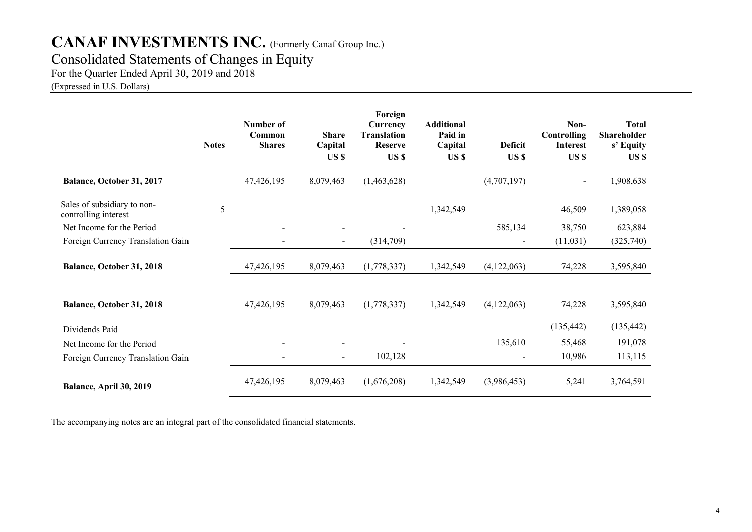# CANAF INVESTMENTS INC. (Formerly Canaf Group Inc.)

## Consolidated Statements of Changes in Equity

For the Quarter Ended April 30, 2019 and 2018

(Expressed in U.S. Dollars)

| | Notes | Number of Common Shares | Share Capital US $ | Foreign Currency Translation Reserve US $ | Additional Paid in Capital US $ | Deficit US $ | Non-Controlling Interest US $ | Total Shareholders' Equity US $ |
|---|---|---|---|---|---|---|---|---|
| **Balance, October 31, 2017** | | 47,426,195 | 8,079,463 | (1,463,628) | | (4,707,197) | - | 1,908,638 |
| Sales of subsidiary to non-controlling interest | 5 | | | | 1,342,549 | | 46,509 | 1,389,058 |
| Net Income for the Period | | - | - | - | | 585,134 | 38,750 | 623,884 |
| Foreign Currency Translation Gain | | - | - | (314,709) | | - | (11,031) | (325,740) |
| **Balance, October 31, 2018** | | 47,426,195 | 8,079,463 | (1,778,337) | 1,342,549 | (4,122,063) | 74,228 | 3,595,840 |
| | | | | | | | | |
| **Balance, October 31, 2018** | | 47,426,195 | 8,079,463 | (1,778,337) | 1,342,549 | (4,122,063) | 74,228 | 3,595,840 |
| Dividends Paid | | | | | | | (135,442) | (135,442) |
| Net Income for the Period | | - | - | - | | 135,610 | 55,468 | 191,078 |
| Foreign Currency Translation Gain | | - | - | 102,128 | | - | 10,986 | 113,115 |
| **Balance, April 30, 2019** | | 47,426,195 | 8,079,463 | (1,676,208) | 1,342,549 | (3,986,453) | 5,241 | 3,764,591 |

The accompanying notes are an integral part of the consolidated financial statements.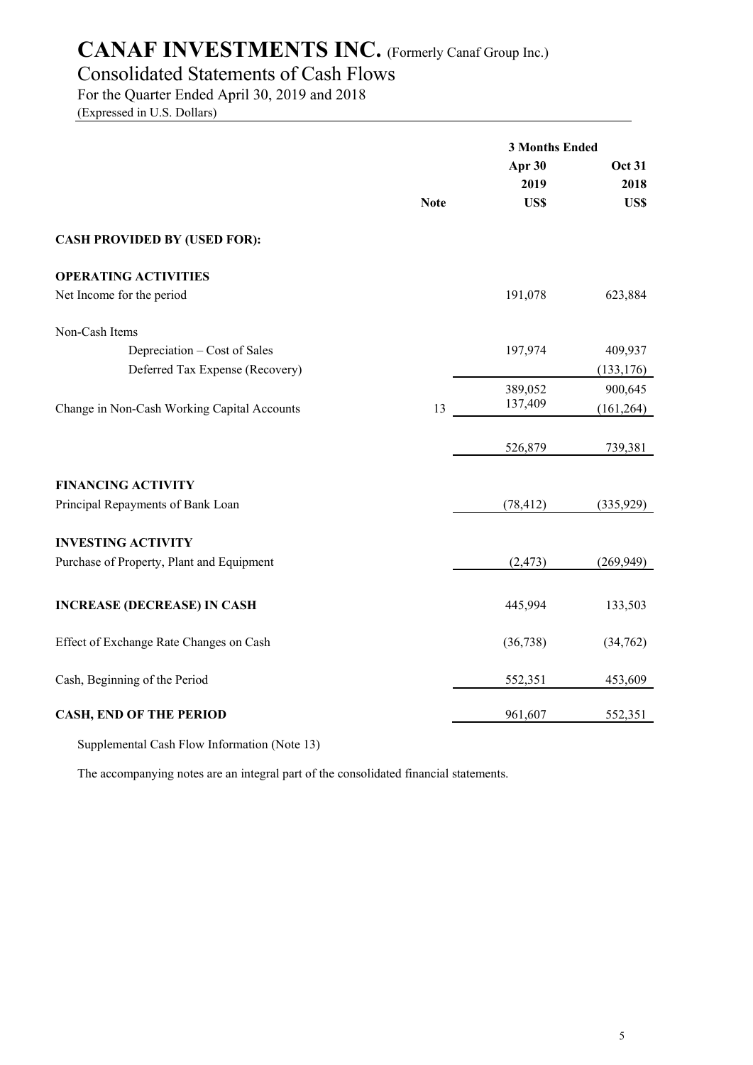# CANAF INVESTMENTS INC. (Formerly Canaf Group Inc.)

## Consolidated Statements of Cash Flows

For the Quarter Ended April 30, 2019 and 2018

(Expressed in U.S. Dollars)

| | Note | 3 Months Ended Apr 30 2019 US$ | Oct 31 2018 US$ |
|---|---|---|---|
| **CASH PROVIDED BY (USED FOR):** | | | |
| **OPERATING ACTIVITIES** | | | |
| Net Income for the period | | 191,078 | 623,884 |
| Non-Cash Items | | | |
| Depreciation – Cost of Sales | | 197,974 | 409,937 |
| Deferred Tax Expense (Recovery) | | | (133,176) |
| | | 389,052 | 900,645 |
| Change in Non-Cash Working Capital Accounts | 13 | 137,409 | (161,264) |
| | | 526,879 | 739,381 |
| **FINANCING ACTIVITY** | | | |
| Principal Repayments of Bank Loan | | (78,412) | (335,929) |
| **INVESTING ACTIVITY** | | | |
| Purchase of Property, Plant and Equipment | | (2,473) | (269,949) |
| **INCREASE (DECREASE) IN CASH** | | 445,994 | 133,503 |
| Effect of Exchange Rate Changes on Cash | | (36,738) | (34,762) |
| Cash, Beginning of the Period | | 552,351 | 453,609 |
| **CASH, END OF THE PERIOD** | | 961,607 | 552,351 |

Supplemental Cash Flow Information (Note 13)

The accompanying notes are an integral part of the consolidated financial statements.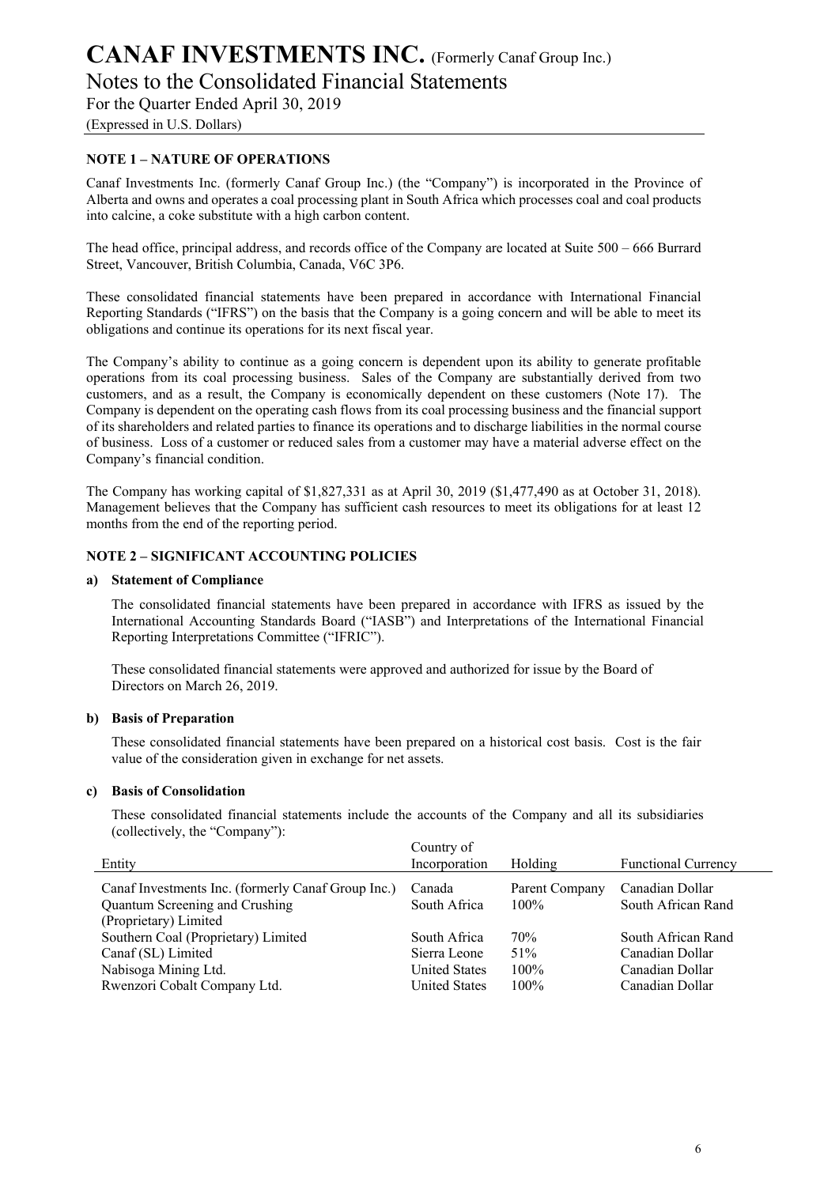## NOTE 1 – NATURE OF OPERATIONS

Canaf Investments Inc. (formerly Canaf Group Inc.) (the "Company") is incorporated in the Province of Alberta and owns and operates a coal processing plant in South Africa which processes coal and coal products into calcine, a coke substitute with a high carbon content.

The head office, principal address, and records office of the Company are located at Suite 500 – 666 Burrard Street, Vancouver, British Columbia, Canada, V6C 3P6.

These consolidated financial statements have been prepared in accordance with International Financial Reporting Standards ("IFRS") on the basis that the Company is a going concern and will be able to meet its obligations and continue its operations for its next fiscal year.

The Company's ability to continue as a going concern is dependent upon its ability to generate profitable operations from its coal processing business. Sales of the Company are substantially derived from two customers, and as a result, the Company is economically dependent on these customers (Note 17). The Company is dependent on the operating cash flows from its coal processing business and the financial support of its shareholders and related parties to finance its operations and to discharge liabilities in the normal course of business. Loss of a customer or reduced sales from a customer may have a material adverse effect on the Company's financial condition.

The Company has working capital of $1,827,331 as at April 30, 2019 ($1,477,490 as at October 31, 2018). Management believes that the Company has sufficient cash resources to meet its obligations for at least 12 months from the end of the reporting period.

## NOTE 2 – SIGNIFICANT ACCOUNTING POLICIES

### a) Statement of Compliance

The consolidated financial statements have been prepared in accordance with IFRS as issued by the International Accounting Standards Board ("IASB") and Interpretations of the International Financial Reporting Interpretations Committee ("IFRIC").

These consolidated financial statements were approved and authorized for issue by the Board of Directors on March 26, 2019.

### b) Basis of Preparation

These consolidated financial statements have been prepared on a historical cost basis. Cost is the fair value of the consideration given in exchange for net assets.

### c) Basis of Consolidation

These consolidated financial statements include the accounts of the Company and all its subsidiaries (collectively, the "Company"):

| Entity | Country of Incorporation | Holding | Functional Currency |
|---|---|---|---|
| Canaf Investments Inc. (formerly Canaf Group Inc.) | Canada | Parent Company | Canadian Dollar |
| Quantum Screening and Crushing (Proprietary) Limited | South Africa | 100% | South African Rand |
| Southern Coal (Proprietary) Limited | South Africa | 70% | South African Rand |
| Canaf (SL) Limited | Sierra Leone | 51% | Canadian Dollar |
| Nabisoga Mining Ltd. | United States | 100% | Canadian Dollar |
| Rwenzori Cobalt Company Ltd. | United States | 100% | Canadian Dollar |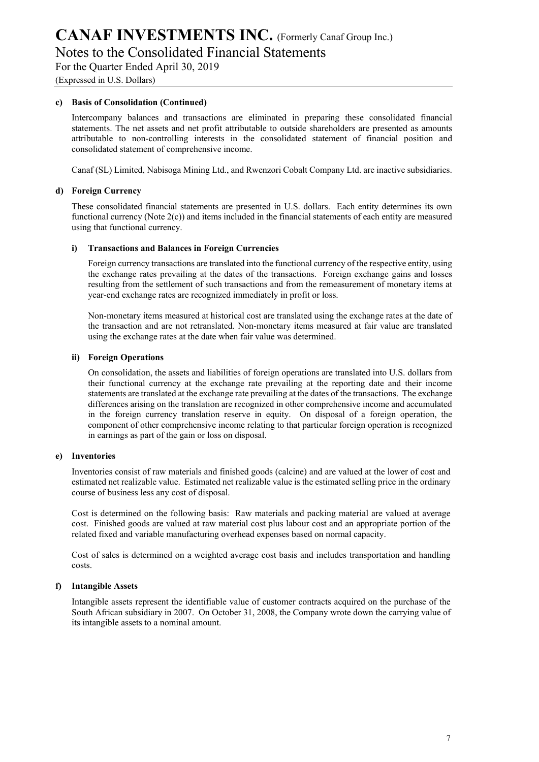#### c) Basis of Consolidation (Continued)

Intercompany balances and transactions are eliminated in preparing these consolidated financial statements. The net assets and net profit attributable to outside shareholders are presented as amounts attributable to non-controlling interests in the consolidated statement of financial position and consolidated statement of comprehensive income.

Canaf (SL) Limited, Nabisoga Mining Ltd., and Rwenzori Cobalt Company Ltd. are inactive subsidiaries.

#### d) Foreign Currency

These consolidated financial statements are presented in U.S. dollars. Each entity determines its own functional currency (Note 2(c)) and items included in the financial statements of each entity are measured using that functional currency.

##### i) Transactions and Balances in Foreign Currencies

Foreign currency transactions are translated into the functional currency of the respective entity, using the exchange rates prevailing at the dates of the transactions. Foreign exchange gains and losses resulting from the settlement of such transactions and from the remeasurement of monetary items at year-end exchange rates are recognized immediately in profit or loss.

Non-monetary items measured at historical cost are translated using the exchange rates at the date of the transaction and are not retranslated. Non-monetary items measured at fair value are translated using the exchange rates at the date when fair value was determined.

##### ii) Foreign Operations

On consolidation, the assets and liabilities of foreign operations are translated into U.S. dollars from their functional currency at the exchange rate prevailing at the reporting date and their income statements are translated at the exchange rate prevailing at the dates of the transactions. The exchange differences arising on the translation are recognized in other comprehensive income and accumulated in the foreign currency translation reserve in equity. On disposal of a foreign operation, the component of other comprehensive income relating to that particular foreign operation is recognized in earnings as part of the gain or loss on disposal.

#### e) Inventories

Inventories consist of raw materials and finished goods (calcine) and are valued at the lower of cost and estimated net realizable value. Estimated net realizable value is the estimated selling price in the ordinary course of business less any cost of disposal.

Cost is determined on the following basis: Raw materials and packing material are valued at average cost. Finished goods are valued at raw material cost plus labour cost and an appropriate portion of the related fixed and variable manufacturing overhead expenses based on normal capacity.

Cost of sales is determined on a weighted average cost basis and includes transportation and handling costs.

#### f) Intangible Assets

Intangible assets represent the identifiable value of customer contracts acquired on the purchase of the South African subsidiary in 2007. On October 31, 2008, the Company wrote down the carrying value of its intangible assets to a nominal amount.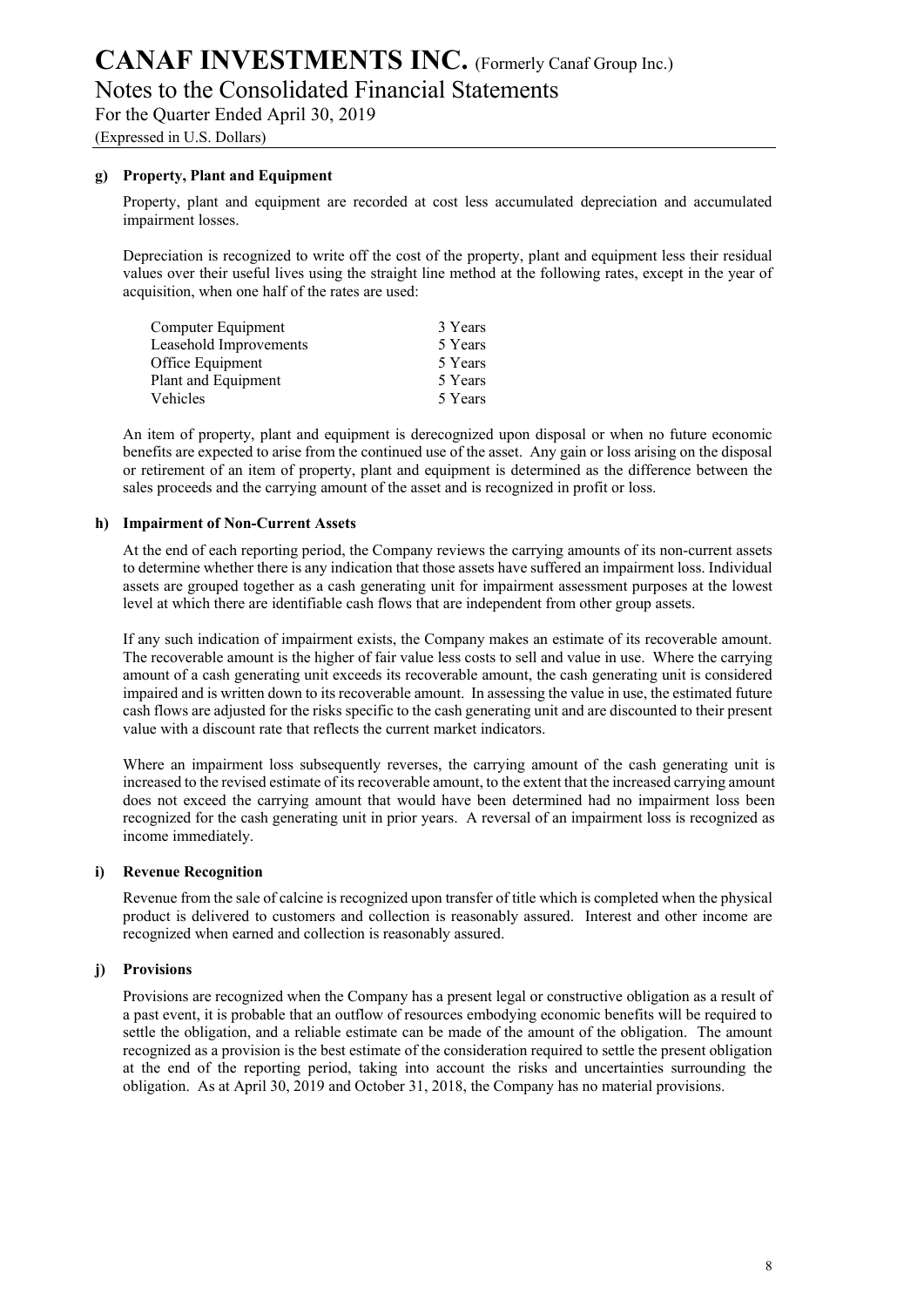#### g) Property, Plant and Equipment

Property, plant and equipment are recorded at cost less accumulated depreciation and accumulated impairment losses.

Depreciation is recognized to write off the cost of the property, plant and equipment less their residual values over their useful lives using the straight line method at the following rates, except in the year of acquisition, when one half of the rates are used:

| | |
|---|---|
| Computer Equipment | 3 Years |
| Leasehold Improvements | 5 Years |
| Office Equipment | 5 Years |
| Plant and Equipment | 5 Years |
| Vehicles | 5 Years |

An item of property, plant and equipment is derecognized upon disposal or when no future economic benefits are expected to arise from the continued use of the asset. Any gain or loss arising on the disposal or retirement of an item of property, plant and equipment is determined as the difference between the sales proceeds and the carrying amount of the asset and is recognized in profit or loss.

#### h) Impairment of Non-Current Assets

At the end of each reporting period, the Company reviews the carrying amounts of its non-current assets to determine whether there is any indication that those assets have suffered an impairment loss. Individual assets are grouped together as a cash generating unit for impairment assessment purposes at the lowest level at which there are identifiable cash flows that are independent from other group assets.

If any such indication of impairment exists, the Company makes an estimate of its recoverable amount. The recoverable amount is the higher of fair value less costs to sell and value in use. Where the carrying amount of a cash generating unit exceeds its recoverable amount, the cash generating unit is considered impaired and is written down to its recoverable amount. In assessing the value in use, the estimated future cash flows are adjusted for the risks specific to the cash generating unit and are discounted to their present value with a discount rate that reflects the current market indicators.

Where an impairment loss subsequently reverses, the carrying amount of the cash generating unit is increased to the revised estimate of its recoverable amount, to the extent that the increased carrying amount does not exceed the carrying amount that would have been determined had no impairment loss been recognized for the cash generating unit in prior years. A reversal of an impairment loss is recognized as income immediately.

#### i) Revenue Recognition

Revenue from the sale of calcine is recognized upon transfer of title which is completed when the physical product is delivered to customers and collection is reasonably assured. Interest and other income are recognized when earned and collection is reasonably assured.

#### j) Provisions

Provisions are recognized when the Company has a present legal or constructive obligation as a result of a past event, it is probable that an outflow of resources embodying economic benefits will be required to settle the obligation, and a reliable estimate can be made of the amount of the obligation. The amount recognized as a provision is the best estimate of the consideration required to settle the present obligation at the end of the reporting period, taking into account the risks and uncertainties surrounding the obligation. As at April 30, 2019 and October 31, 2018, the Company has no material provisions.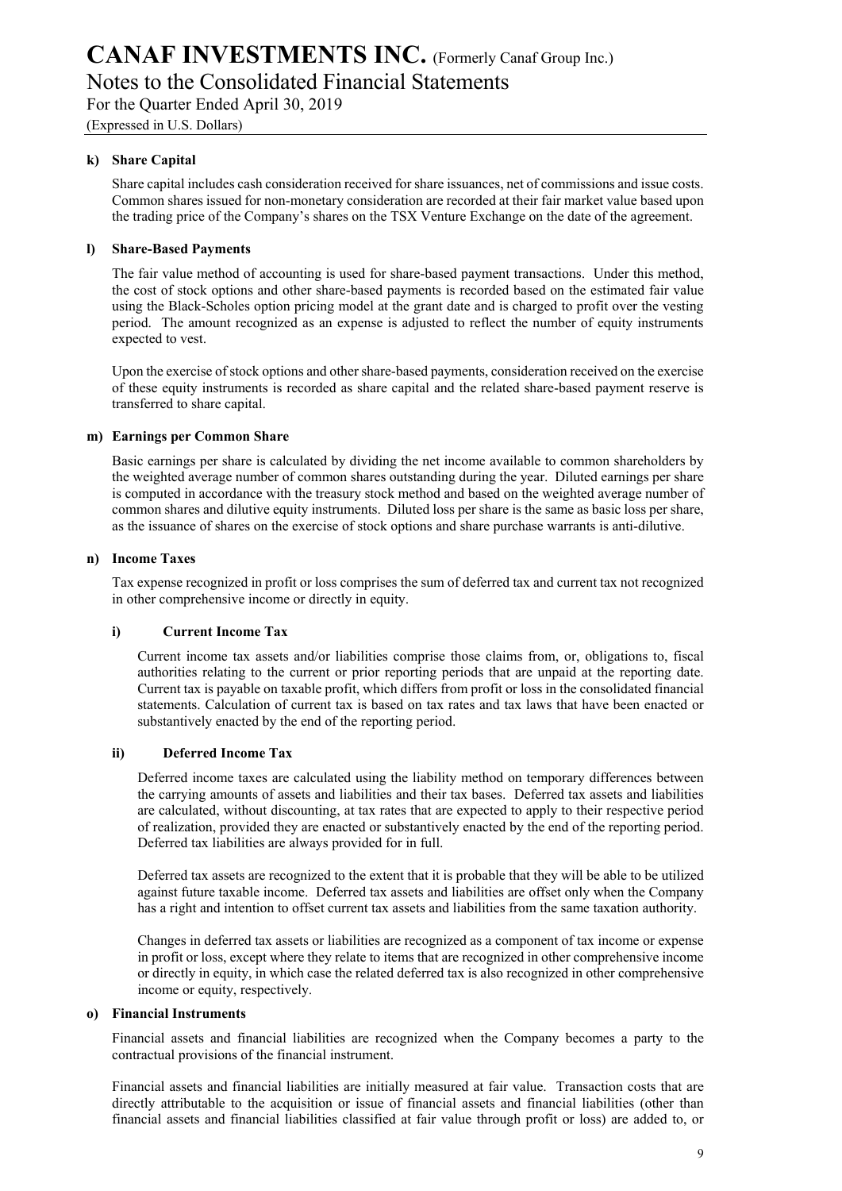**k) Share Capital**

Share capital includes cash consideration received for share issuances, net of commissions and issue costs. Common shares issued for non-monetary consideration are recorded at their fair market value based upon the trading price of the Company's shares on the TSX Venture Exchange on the date of the agreement.

**l) Share-Based Payments**

The fair value method of accounting is used for share-based payment transactions. Under this method, the cost of stock options and other share-based payments is recorded based on the estimated fair value using the Black-Scholes option pricing model at the grant date and is charged to profit over the vesting period. The amount recognized as an expense is adjusted to reflect the number of equity instruments expected to vest.

Upon the exercise of stock options and other share-based payments, consideration received on the exercise of these equity instruments is recorded as share capital and the related share-based payment reserve is transferred to share capital.

**m) Earnings per Common Share**

Basic earnings per share is calculated by dividing the net income available to common shareholders by the weighted average number of common shares outstanding during the year. Diluted earnings per share is computed in accordance with the treasury stock method and based on the weighted average number of common shares and dilutive equity instruments. Diluted loss per share is the same as basic loss per share, as the issuance of shares on the exercise of stock options and share purchase warrants is anti-dilutive.

**n) Income Taxes**

Tax expense recognized in profit or loss comprises the sum of deferred tax and current tax not recognized in other comprehensive income or directly in equity.

**i) Current Income Tax**

Current income tax assets and/or liabilities comprise those claims from, or, obligations to, fiscal authorities relating to the current or prior reporting periods that are unpaid at the reporting date. Current tax is payable on taxable profit, which differs from profit or loss in the consolidated financial statements. Calculation of current tax is based on tax rates and tax laws that have been enacted or substantively enacted by the end of the reporting period.

**ii) Deferred Income Tax**

Deferred income taxes are calculated using the liability method on temporary differences between the carrying amounts of assets and liabilities and their tax bases. Deferred tax assets and liabilities are calculated, without discounting, at tax rates that are expected to apply to their respective period of realization, provided they are enacted or substantively enacted by the end of the reporting period. Deferred tax liabilities are always provided for in full.

Deferred tax assets are recognized to the extent that it is probable that they will be able to be utilized against future taxable income. Deferred tax assets and liabilities are offset only when the Company has a right and intention to offset current tax assets and liabilities from the same taxation authority.

Changes in deferred tax assets or liabilities are recognized as a component of tax income or expense in profit or loss, except where they relate to items that are recognized in other comprehensive income or directly in equity, in which case the related deferred tax is also recognized in other comprehensive income or equity, respectively.

**o) Financial Instruments**

Financial assets and financial liabilities are recognized when the Company becomes a party to the contractual provisions of the financial instrument.

Financial assets and financial liabilities are initially measured at fair value. Transaction costs that are directly attributable to the acquisition or issue of financial assets and financial liabilities (other than financial assets and financial liabilities classified at fair value through profit or loss) are added to, or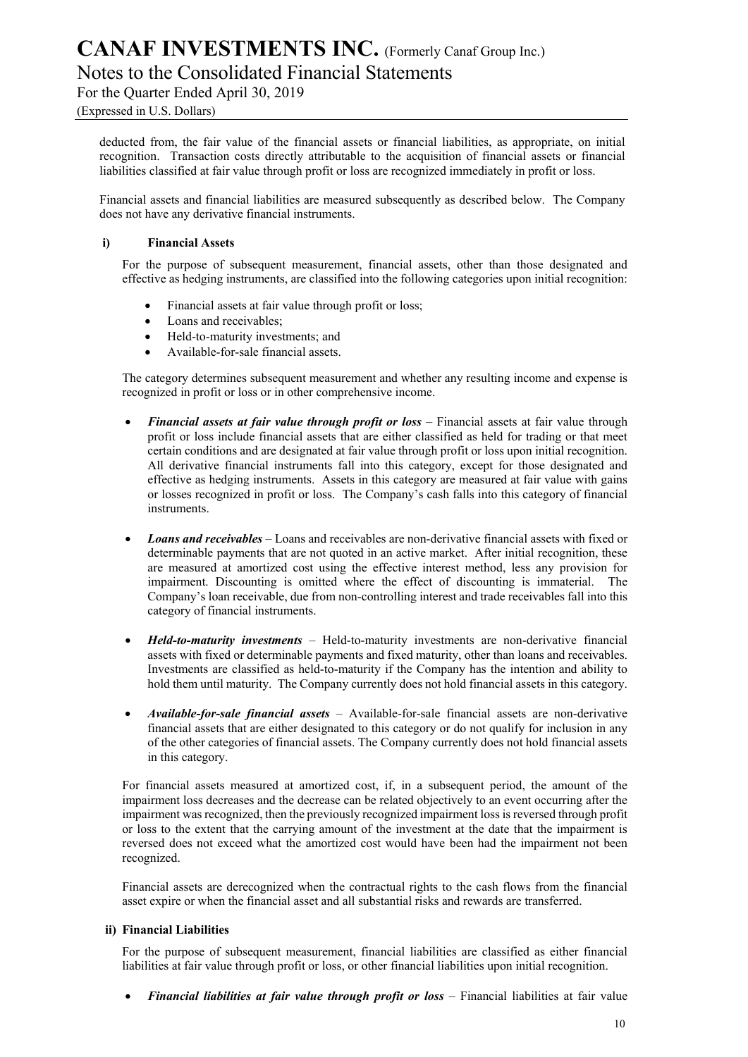deducted from, the fair value of the financial assets or financial liabilities, as appropriate, on initial recognition. Transaction costs directly attributable to the acquisition of financial assets or financial liabilities classified at fair value through profit or loss are recognized immediately in profit or loss.

Financial assets and financial liabilities are measured subsequently as described below. The Company does not have any derivative financial instruments.

**i) Financial Assets**

For the purpose of subsequent measurement, financial assets, other than those designated and effective as hedging instruments, are classified into the following categories upon initial recognition:

- Financial assets at fair value through profit or loss;
- Loans and receivables;
- Held-to-maturity investments; and
- Available-for-sale financial assets.

The category determines subsequent measurement and whether any resulting income and expense is recognized in profit or loss or in other comprehensive income.

- ***Financial assets at fair value through profit or loss*** – Financial assets at fair value through profit or loss include financial assets that are either classified as held for trading or that meet certain conditions and are designated at fair value through profit or loss upon initial recognition. All derivative financial instruments fall into this category, except for those designated and effective as hedging instruments. Assets in this category are measured at fair value with gains or losses recognized in profit or loss. The Company's cash falls into this category of financial instruments.

- ***Loans and receivables*** – Loans and receivables are non-derivative financial assets with fixed or determinable payments that are not quoted in an active market. After initial recognition, these are measured at amortized cost using the effective interest method, less any provision for impairment. Discounting is omitted where the effect of discounting is immaterial. The Company's loan receivable, due from non-controlling interest and trade receivables fall into this category of financial instruments.

- ***Held-to-maturity investments*** – Held-to-maturity investments are non-derivative financial assets with fixed or determinable payments and fixed maturity, other than loans and receivables. Investments are classified as held-to-maturity if the Company has the intention and ability to hold them until maturity. The Company currently does not hold financial assets in this category.

- ***Available-for-sale financial assets*** – Available-for-sale financial assets are non-derivative financial assets that are either designated to this category or do not qualify for inclusion in any of the other categories of financial assets. The Company currently does not hold financial assets in this category.

For financial assets measured at amortized cost, if, in a subsequent period, the amount of the impairment loss decreases and the decrease can be related objectively to an event occurring after the impairment was recognized, then the previously recognized impairment loss is reversed through profit or loss to the extent that the carrying amount of the investment at the date that the impairment is reversed does not exceed what the amortized cost would have been had the impairment not been recognized.

Financial assets are derecognized when the contractual rights to the cash flows from the financial asset expire or when the financial asset and all substantial risks and rewards are transferred.

**ii) Financial Liabilities**

For the purpose of subsequent measurement, financial liabilities are classified as either financial liabilities at fair value through profit or loss, or other financial liabilities upon initial recognition.

- ***Financial liabilities at fair value through profit or loss*** – Financial liabilities at fair value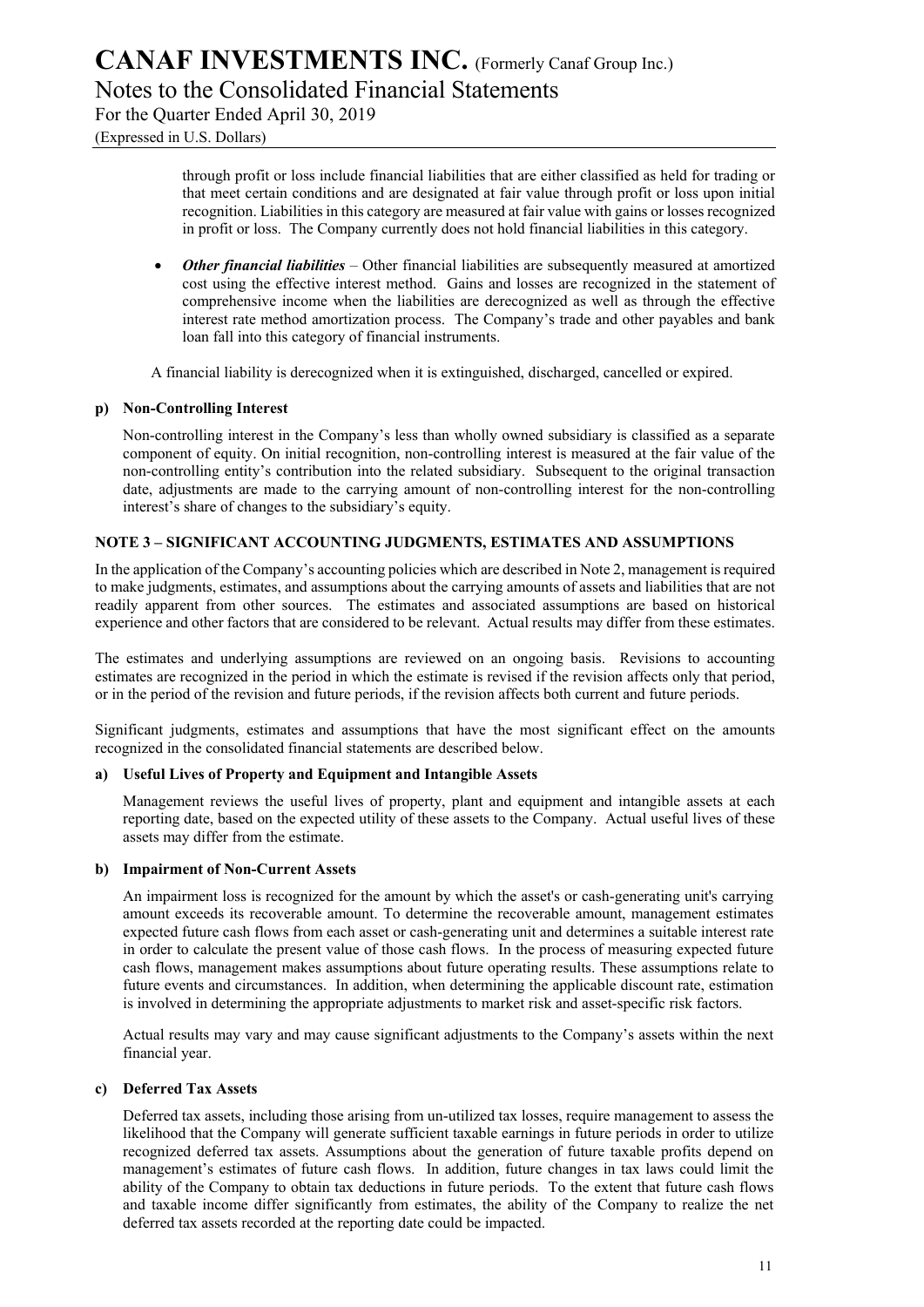through profit or loss include financial liabilities that are either classified as held for trading or that meet certain conditions and are designated at fair value through profit or loss upon initial recognition. Liabilities in this category are measured at fair value with gains or losses recognized in profit or loss. The Company currently does not hold financial liabilities in this category.

- ***Other financial liabilities*** – Other financial liabilities are subsequently measured at amortized cost using the effective interest method. Gains and losses are recognized in the statement of comprehensive income when the liabilities are derecognized as well as through the effective interest rate method amortization process. The Company's trade and other payables and bank loan fall into this category of financial instruments.

A financial liability is derecognized when it is extinguished, discharged, cancelled or expired.

**p) Non-Controlling Interest**

Non-controlling interest in the Company's less than wholly owned subsidiary is classified as a separate component of equity. On initial recognition, non-controlling interest is measured at the fair value of the non-controlling entity's contribution into the related subsidiary. Subsequent to the original transaction date, adjustments are made to the carrying amount of non-controlling interest for the non-controlling interest's share of changes to the subsidiary's equity.

## NOTE 3 – SIGNIFICANT ACCOUNTING JUDGMENTS, ESTIMATES AND ASSUMPTIONS

In the application of the Company's accounting policies which are described in Note 2, management is required to make judgments, estimates, and assumptions about the carrying amounts of assets and liabilities that are not readily apparent from other sources. The estimates and associated assumptions are based on historical experience and other factors that are considered to be relevant. Actual results may differ from these estimates.

The estimates and underlying assumptions are reviewed on an ongoing basis. Revisions to accounting estimates are recognized in the period in which the estimate is revised if the revision affects only that period, or in the period of the revision and future periods, if the revision affects both current and future periods.

Significant judgments, estimates and assumptions that have the most significant effect on the amounts recognized in the consolidated financial statements are described below.

**a) Useful Lives of Property and Equipment and Intangible Assets**

Management reviews the useful lives of property, plant and equipment and intangible assets at each reporting date, based on the expected utility of these assets to the Company. Actual useful lives of these assets may differ from the estimate.

**b) Impairment of Non-Current Assets**

An impairment loss is recognized for the amount by which the asset's or cash-generating unit's carrying amount exceeds its recoverable amount. To determine the recoverable amount, management estimates expected future cash flows from each asset or cash-generating unit and determines a suitable interest rate in order to calculate the present value of those cash flows. In the process of measuring expected future cash flows, management makes assumptions about future operating results. These assumptions relate to future events and circumstances. In addition, when determining the applicable discount rate, estimation is involved in determining the appropriate adjustments to market risk and asset-specific risk factors.

Actual results may vary and may cause significant adjustments to the Company's assets within the next financial year.

**c) Deferred Tax Assets**

Deferred tax assets, including those arising from un-utilized tax losses, require management to assess the likelihood that the Company will generate sufficient taxable earnings in future periods in order to utilize recognized deferred tax assets. Assumptions about the generation of future taxable profits depend on management's estimates of future cash flows. In addition, future changes in tax laws could limit the ability of the Company to obtain tax deductions in future periods. To the extent that future cash flows and taxable income differ significantly from estimates, the ability of the Company to realize the net deferred tax assets recorded at the reporting date could be impacted.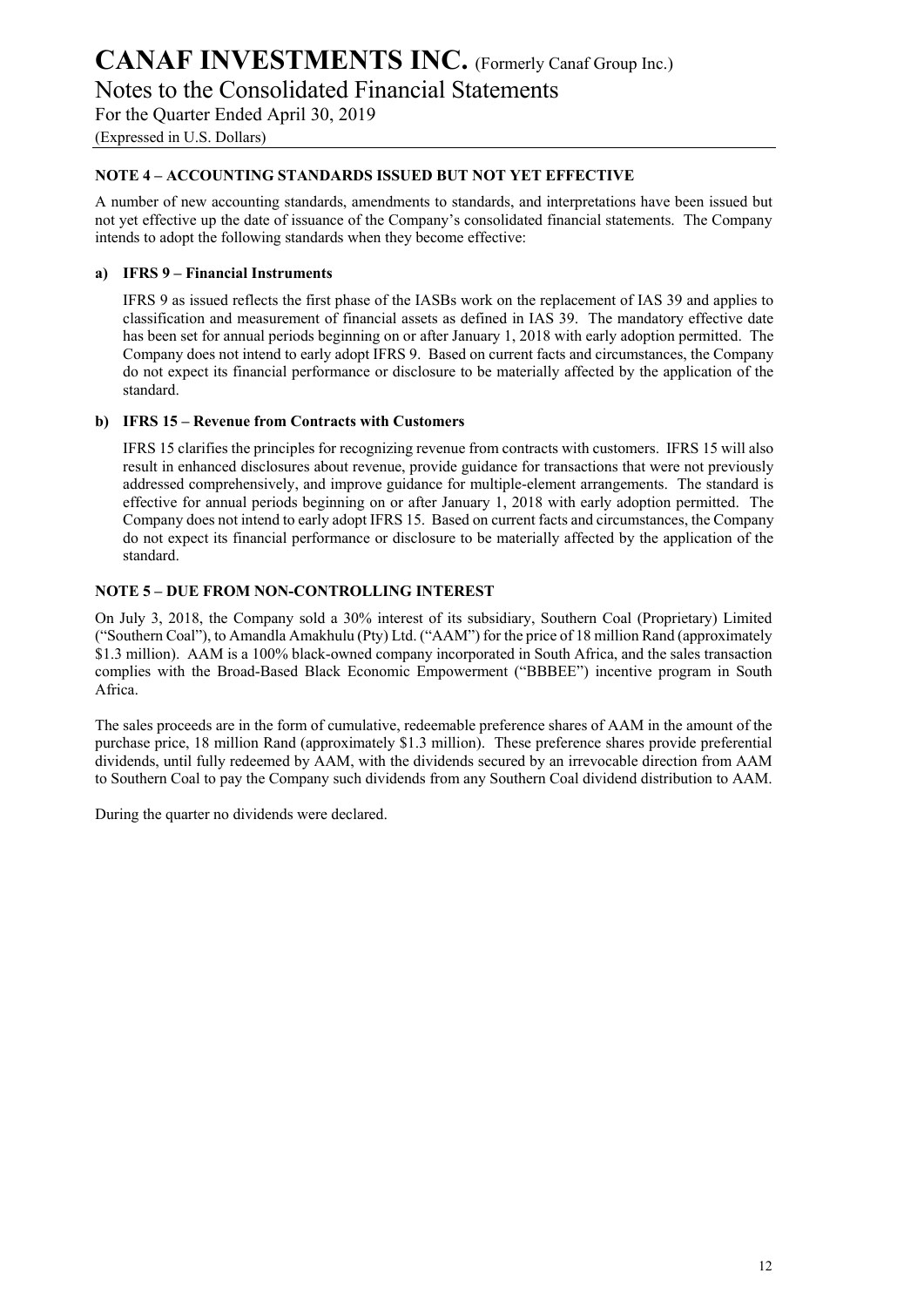## NOTE 4 – ACCOUNTING STANDARDS ISSUED BUT NOT YET EFFECTIVE

A number of new accounting standards, amendments to standards, and interpretations have been issued but not yet effective up the date of issuance of the Company's consolidated financial statements. The Company intends to adopt the following standards when they become effective:

### a) IFRS 9 – Financial Instruments

IFRS 9 as issued reflects the first phase of the IASBs work on the replacement of IAS 39 and applies to classification and measurement of financial assets as defined in IAS 39. The mandatory effective date has been set for annual periods beginning on or after January 1, 2018 with early adoption permitted. The Company does not intend to early adopt IFRS 9. Based on current facts and circumstances, the Company do not expect its financial performance or disclosure to be materially affected by the application of the standard.

### b) IFRS 15 – Revenue from Contracts with Customers

IFRS 15 clarifies the principles for recognizing revenue from contracts with customers. IFRS 15 will also result in enhanced disclosures about revenue, provide guidance for transactions that were not previously addressed comprehensively, and improve guidance for multiple-element arrangements. The standard is effective for annual periods beginning on or after January 1, 2018 with early adoption permitted. The Company does not intend to early adopt IFRS 15. Based on current facts and circumstances, the Company do not expect its financial performance or disclosure to be materially affected by the application of the standard.

## NOTE 5 – DUE FROM NON-CONTROLLING INTEREST

On July 3, 2018, the Company sold a 30% interest of its subsidiary, Southern Coal (Proprietary) Limited ("Southern Coal"), to Amandla Amakhulu (Pty) Ltd. ("AAM") for the price of 18 million Rand (approximately $1.3 million). AAM is a 100% black-owned company incorporated in South Africa, and the sales transaction complies with the Broad-Based Black Economic Empowerment ("BBBEE") incentive program in South Africa.

The sales proceeds are in the form of cumulative, redeemable preference shares of AAM in the amount of the purchase price, 18 million Rand (approximately $1.3 million). These preference shares provide preferential dividends, until fully redeemed by AAM, with the dividends secured by an irrevocable direction from AAM to Southern Coal to pay the Company such dividends from any Southern Coal dividend distribution to AAM.

During the quarter no dividends were declared.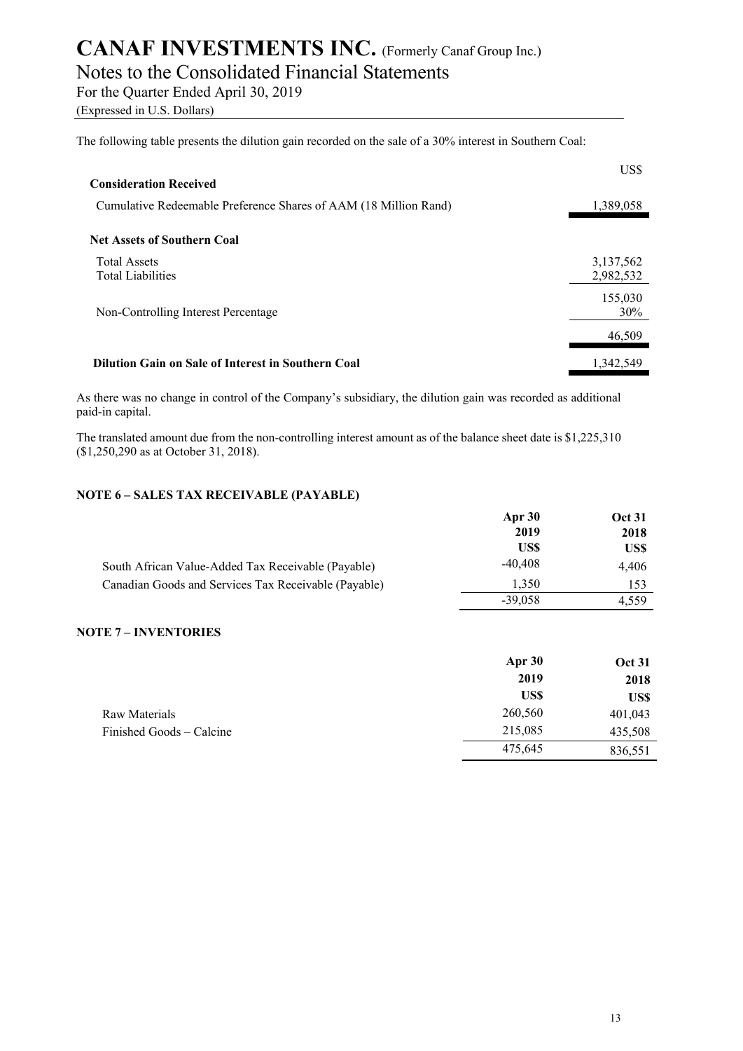# CANAF INVESTMENTS INC. (Formerly Canaf Group Inc.)

## Notes to the Consolidated Financial Statements

For the Quarter Ended April 30, 2019

(Expressed in U.S. Dollars)

The following table presents the dilution gain recorded on the sale of a 30% interest in Southern Coal:

| | US$ |
|---|---|
| **Consideration Received** | |
| Cumulative Redeemable Preference Shares of AAM (18 Million Rand) | 1,389,058 |
| **Net Assets of Southern Coal** | |
| Total Assets | 3,137,562 |
| Total Liabilities | 2,982,532 |
| | 155,030 |
| Non-Controlling Interest Percentage | 30% |
| | 46,509 |
| **Dilution Gain on Sale of Interest in Southern Coal** | 1,342,549 |

As there was no change in control of the Company's subsidiary, the dilution gain was recorded as additional paid-in capital.

The translated amount due from the non-controlling interest amount as of the balance sheet date is $1,225,310 ($1,250,290 as at October 31, 2018).

## NOTE 6 – SALES TAX RECEIVABLE (PAYABLE)

| | **Apr 30 2019 US$** | **Oct 31 2018 US$** |
|---|---|---|
| South African Value-Added Tax Receivable (Payable) | -40,408 | 4,406 |
| Canadian Goods and Services Tax Receivable (Payable) | 1,350 | 153 |
| | -39,058 | 4,559 |

## NOTE 7 – INVENTORIES

| | **Apr 30 2019 US$** | **Oct 31 2018 US$** |
|---|---|---|
| Raw Materials | 260,560 | 401,043 |
| Finished Goods – Calcine | 215,085 | 435,508 |
| | 475,645 | 836,551 |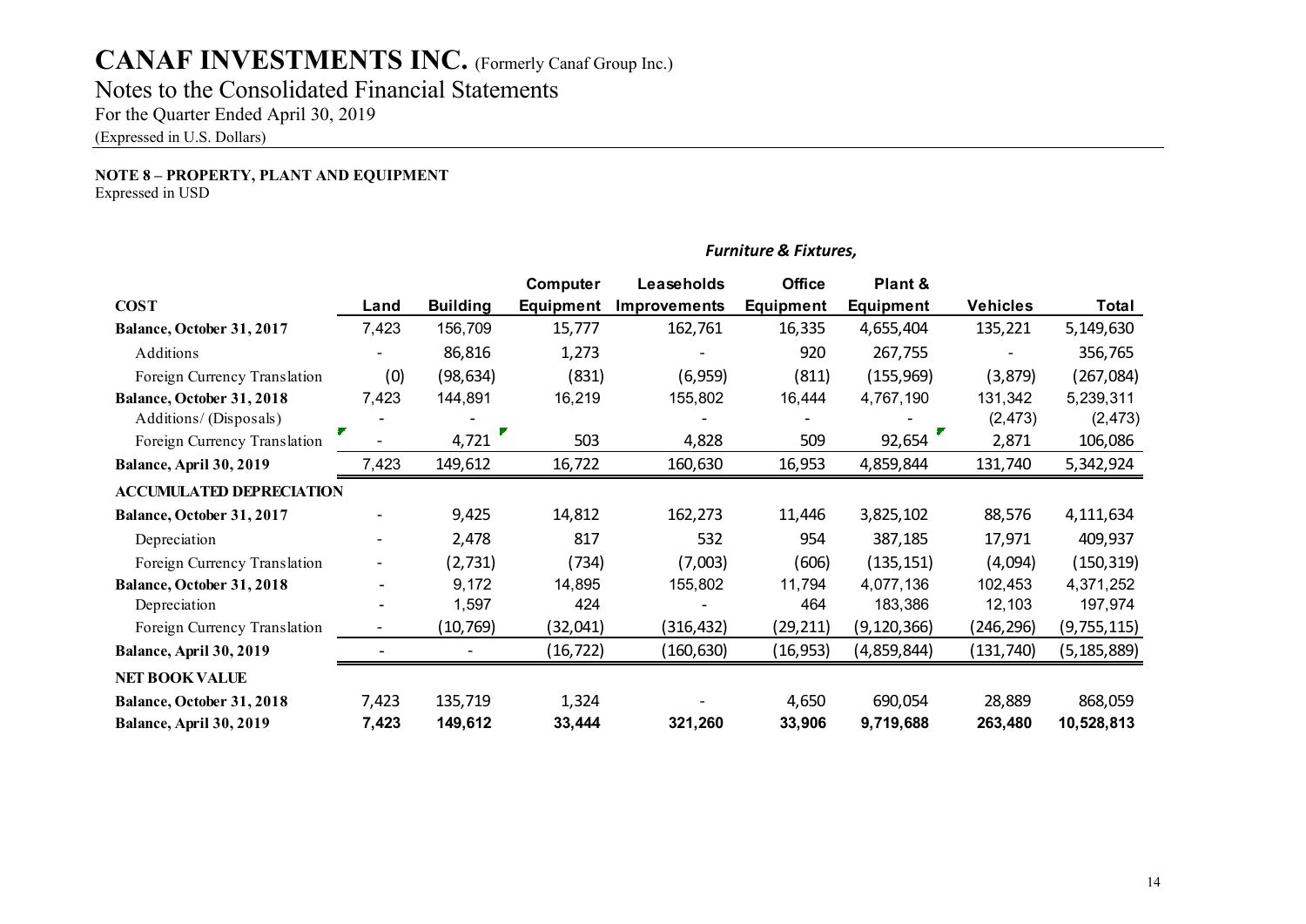# CANAF INVESTMENTS INC. (Formerly Canaf Group Inc.)

## Notes to the Consolidated Financial Statements

For the Quarter Ended April 30, 2019

(Expressed in U.S. Dollars)

### NOTE 8 – PROPERTY, PLANT AND EQUIPMENT

Expressed in USD

| | | | | | *Furniture & Fixtures,* | | | |
|---|---|---|---|---|---|---|---|---|
| **COST** | **Land** | **Building** | **Computer Equipment** | **Leaseholds Improvements** | **Office Equipment** | **Plant & Equipment** | **Vehicles** | **Total** |
| **Balance, October 31, 2017** | 7,423 | 156,709 | 15,777 | 162,761 | 16,335 | 4,655,404 | 135,221 | 5,149,630 |
| Additions | - | 86,816 | 1,273 | - | 920 | 267,755 | - | 356,765 |
| Foreign Currency Translation | (0) | (98,634) | (831) | (6,959) | (811) | (155,969) | (3,879) | (267,084) |
| **Balance, October 31, 2018** | 7,423 | 144,891 | 16,219 | 155,802 | 16,444 | 4,767,190 | 131,342 | 5,239,311 |
| Additions/ (Disposals) | - | - | | - | - | - | (2,473) | (2,473) |
| Foreign Currency Translation | - | 4,721 | 503 | 4,828 | 509 | 92,654 | 2,871 | 106,086 |
| **Balance, April 30, 2019** | 7,423 | 149,612 | 16,722 | 160,630 | 16,953 | 4,859,844 | 131,740 | 5,342,924 |
| **ACCUMULATED DEPRECIATION** | | | | | | | | |
| **Balance, October 31, 2017** | - | 9,425 | 14,812 | 162,273 | 11,446 | 3,825,102 | 88,576 | 4,111,634 |
| Depreciation | - | 2,478 | 817 | 532 | 954 | 387,185 | 17,971 | 409,937 |
| Foreign Currency Translation | - | (2,731) | (734) | (7,003) | (606) | (135,151) | (4,094) | (150,319) |
| **Balance, October 31, 2018** | - | 9,172 | 14,895 | 155,802 | 11,794 | 4,077,136 | 102,453 | 4,371,252 |
| Depreciation | - | 1,597 | 424 | - | 464 | 183,386 | 12,103 | 197,974 |
| Foreign Currency Translation | - | (10,769) | (32,041) | (316,432) | (29,211) | (9,120,366) | (246,296) | (9,755,115) |
| **Balance, April 30, 2019** | - | - | (16,722) | (160,630) | (16,953) | (4,859,844) | (131,740) | (5,185,889) |
| **NET BOOK VALUE** | | | | | | | | |
| **Balance, October 31, 2018** | 7,423 | 135,719 | 1,324 | - | 4,650 | 690,054 | 28,889 | 868,059 |
| **Balance, April 30, 2019** | **7,423** | **149,612** | **33,444** | **321,260** | **33,906** | **9,719,688** | **263,480** | **10,528,813** |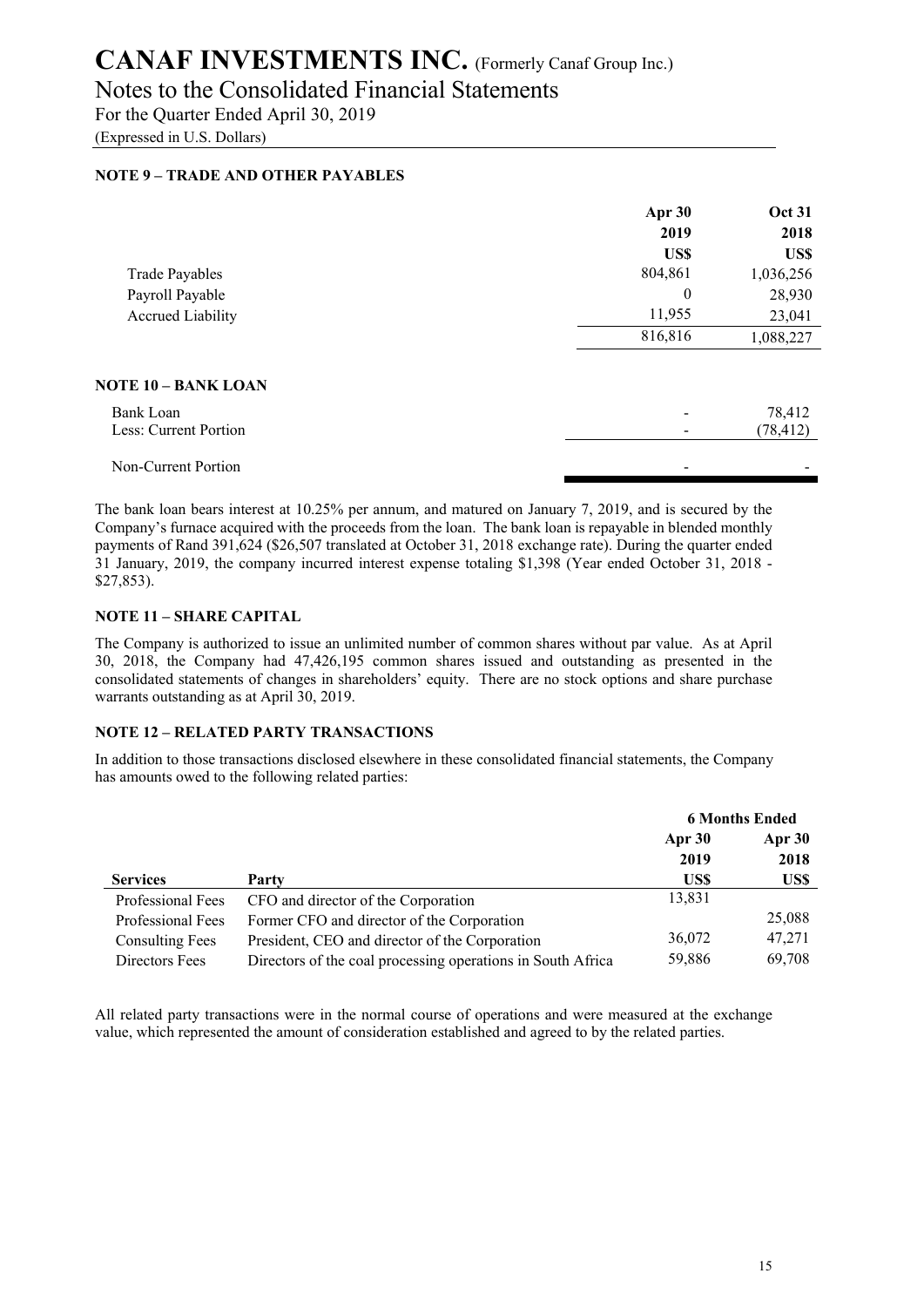# CANAF INVESTMENTS INC. (Formerly Canaf Group Inc.)

## Notes to the Consolidated Financial Statements

For the Quarter Ended April 30, 2019

(Expressed in U.S. Dollars)

### NOTE 9 – TRADE AND OTHER PAYABLES

| | Apr 30 2019 US$ | Oct 31 2018 US$ |
|---|---|---|
| Trade Payables | 804,861 | 1,036,256 |
| Payroll Payable | 0 | 28,930 |
| Accrued Liability | 11,955 | 23,041 |
| | 816,816 | 1,088,227 |

### NOTE 10 – BANK LOAN

| | Apr 30 2019 US$ | Oct 31 2018 US$ |
|---|---|---|
| Bank Loan | - | 78,412 |
| Less: Current Portion | - | (78,412) |
| Non-Current Portion | - | - |

The bank loan bears interest at 10.25% per annum, and matured on January 7, 2019, and is secured by the Company's furnace acquired with the proceeds from the loan. The bank loan is repayable in blended monthly payments of Rand 391,624 ($26,507 translated at October 31, 2018 exchange rate). During the quarter ended 31 January, 2019, the company incurred interest expense totaling $1,398 (Year ended October 31, 2018 - $27,853).

### NOTE 11 – SHARE CAPITAL

The Company is authorized to issue an unlimited number of common shares without par value. As at April 30, 2018, the Company had 47,426,195 common shares issued and outstanding as presented in the consolidated statements of changes in shareholders' equity. There are no stock options and share purchase warrants outstanding as at April 30, 2019.

### NOTE 12 – RELATED PARTY TRANSACTIONS

In addition to those transactions disclosed elsewhere in these consolidated financial statements, the Company has amounts owed to the following related parties:

| | | 6 Months Ended | |
|---|---|---|---|
| | | Apr 30 2019 | Apr 30 2018 |
| **Services** | **Party** | **US$** | **US$** |
| Professional Fees | CFO and director of the Corporation | 13,831 | |
| Professional Fees | Former CFO and director of the Corporation | | 25,088 |
| Consulting Fees | President, CEO and director of the Corporation | 36,072 | 47,271 |
| Directors Fees | Directors of the coal processing operations in South Africa | 59,886 | 69,708 |

All related party transactions were in the normal course of operations and were measured at the exchange value, which represented the amount of consideration established and agreed to by the related parties.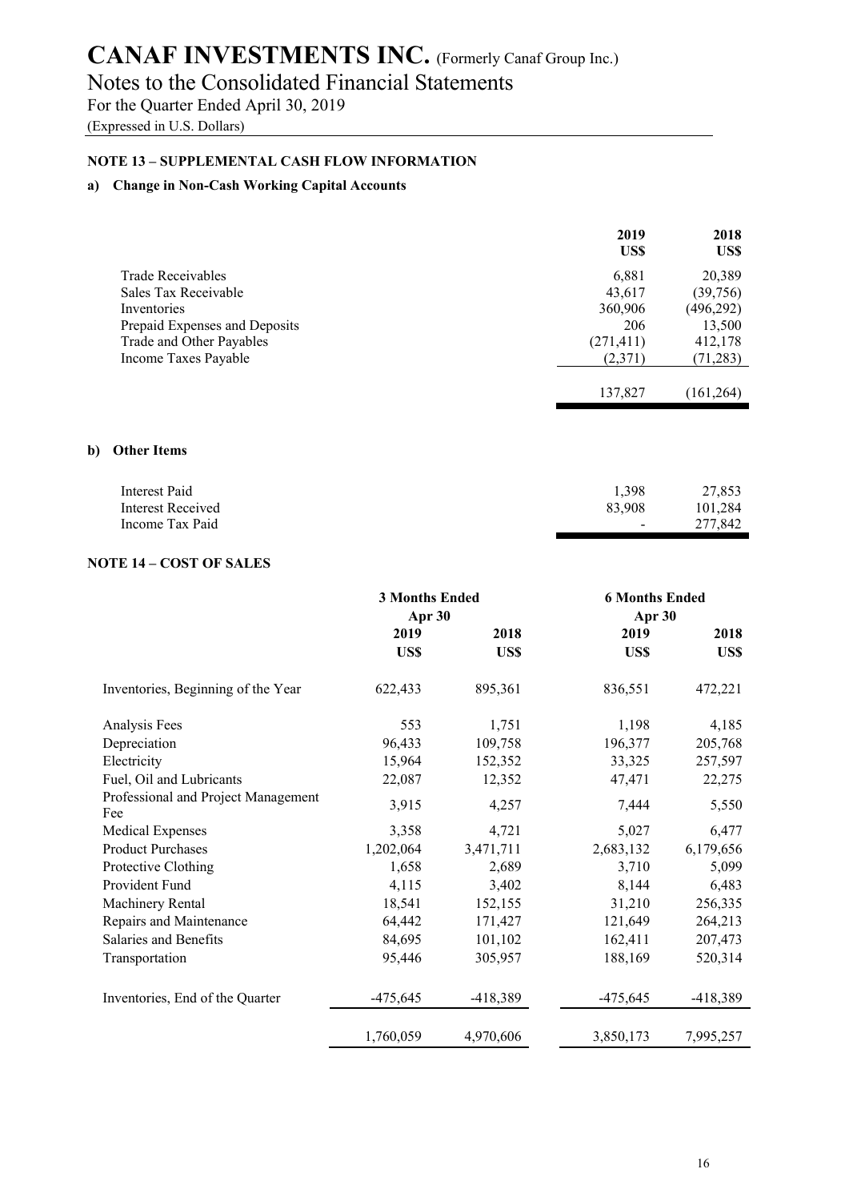# CANAF INVESTMENTS INC. (Formerly Canaf Group Inc.)

## Notes to the Consolidated Financial Statements

For the Quarter Ended April 30, 2019

(Expressed in U.S. Dollars)

### NOTE 13 – SUPPLEMENTAL CASH FLOW INFORMATION

**a) Change in Non-Cash Working Capital Accounts**

| | 2019 US$ | 2018 US$ |
|---|---|---|
| Trade Receivables | 6,881 | 20,389 |
| Sales Tax Receivable | 43,617 | (39,756) |
| Inventories | 360,906 | (496,292) |
| Prepaid Expenses and Deposits | 206 | 13,500 |
| Trade and Other Payables | (271,411) | 412,178 |
| Income Taxes Payable | (2,371) | (71,283) |
| | 137,827 | (161,264) |

**b) Other Items**

| | 2019 US$ | 2018 US$ |
|---|---|---|
| Interest Paid | 1,398 | 27,853 |
| Interest Received | 83,908 | 101,284 |
| Income Tax Paid | - | 277,842 |

### NOTE 14 – COST OF SALES

| | 3 Months Ended Apr 30 | | 6 Months Ended Apr 30 | |
|---|---|---|---|---|
| | 2019 US$ | 2018 US$ | 2019 US$ | 2018 US$ |
| Inventories, Beginning of the Year | 622,433 | 895,361 | 836,551 | 472,221 |
| Analysis Fees | 553 | 1,751 | 1,198 | 4,185 |
| Depreciation | 96,433 | 109,758 | 196,377 | 205,768 |
| Electricity | 15,964 | 152,352 | 33,325 | 257,597 |
| Fuel, Oil and Lubricants | 22,087 | 12,352 | 47,471 | 22,275 |
| Professional and Project Management Fee | 3,915 | 4,257 | 7,444 | 5,550 |
| Medical Expenses | 3,358 | 4,721 | 5,027 | 6,477 |
| Product Purchases | 1,202,064 | 3,471,711 | 2,683,132 | 6,179,656 |
| Protective Clothing | 1,658 | 2,689 | 3,710 | 5,099 |
| Provident Fund | 4,115 | 3,402 | 8,144 | 6,483 |
| Machinery Rental | 18,541 | 152,155 | 31,210 | 256,335 |
| Repairs and Maintenance | 64,442 | 171,427 | 121,649 | 264,213 |
| Salaries and Benefits | 84,695 | 101,102 | 162,411 | 207,473 |
| Transportation | 95,446 | 305,957 | 188,169 | 520,314 |
| Inventories, End of the Quarter | -475,645 | -418,389 | -475,645 | -418,389 |
| | 1,760,059 | 4,970,606 | 3,850,173 | 7,995,257 |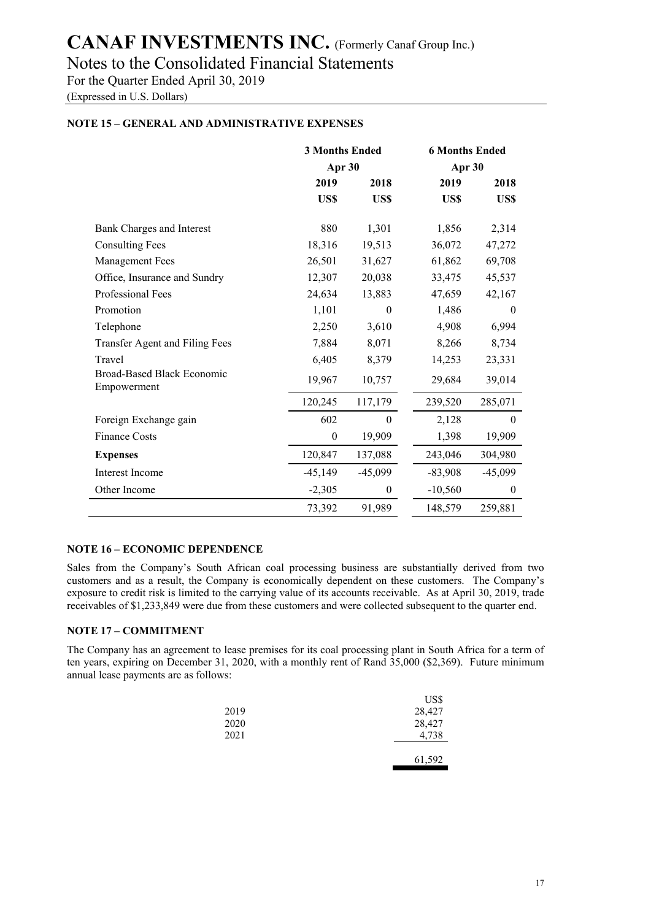# CANAF INVESTMENTS INC. (Formerly Canaf Group Inc.)

## Notes to the Consolidated Financial Statements

For the Quarter Ended April 30, 2019

(Expressed in U.S. Dollars)

### NOTE 15 – GENERAL AND ADMINISTRATIVE EXPENSES

| | 3 Months Ended Apr 30 | | 6 Months Ended Apr 30 | |
|---|---|---|---|---|
| | 2019 | 2018 | 2019 | 2018 |
| | US$ | US$ | US$ | US$ |
| Bank Charges and Interest | 880 | 1,301 | 1,856 | 2,314 |
| Consulting Fees | 18,316 | 19,513 | 36,072 | 47,272 |
| Management Fees | 26,501 | 31,627 | 61,862 | 69,708 |
| Office, Insurance and Sundry | 12,307 | 20,038 | 33,475 | 45,537 |
| Professional Fees | 24,634 | 13,883 | 47,659 | 42,167 |
| Promotion | 1,101 | 0 | 1,486 | 0 |
| Telephone | 2,250 | 3,610 | 4,908 | 6,994 |
| Transfer Agent and Filing Fees | 7,884 | 8,071 | 8,266 | 8,734 |
| Travel | 6,405 | 8,379 | 14,253 | 23,331 |
| Broad-Based Black Economic Empowerment | 19,967 | 10,757 | 29,684 | 39,014 |
| | 120,245 | 117,179 | 239,520 | 285,071 |
| Foreign Exchange gain | 602 | 0 | 2,128 | 0 |
| Finance Costs | 0 | 19,909 | 1,398 | 19,909 |
| **Expenses** | 120,847 | 137,088 | 243,046 | 304,980 |
| Interest Income | -45,149 | -45,099 | -83,908 | -45,099 |
| Other Income | -2,305 | 0 | -10,560 | 0 |
| | 73,392 | 91,989 | 148,579 | 259,881 |

### NOTE 16 – ECONOMIC DEPENDENCE

Sales from the Company's South African coal processing business are substantially derived from two customers and as a result, the Company is economically dependent on these customers. The Company's exposure to credit risk is limited to the carrying value of its accounts receivable. As at April 30, 2019, trade receivables of $1,233,849 were due from these customers and were collected subsequent to the quarter end.

### NOTE 17 – COMMITMENT

The Company has an agreement to lease premises for its coal processing plant in South Africa for a term of ten years, expiring on December 31, 2020, with a monthly rent of Rand 35,000 ($2,369). Future minimum annual lease payments are as follows:

| | US$ |
|---|---|
| 2019 | 28,427 |
| 2020 | 28,427 |
| 2021 | 4,738 |
| | 61,592 |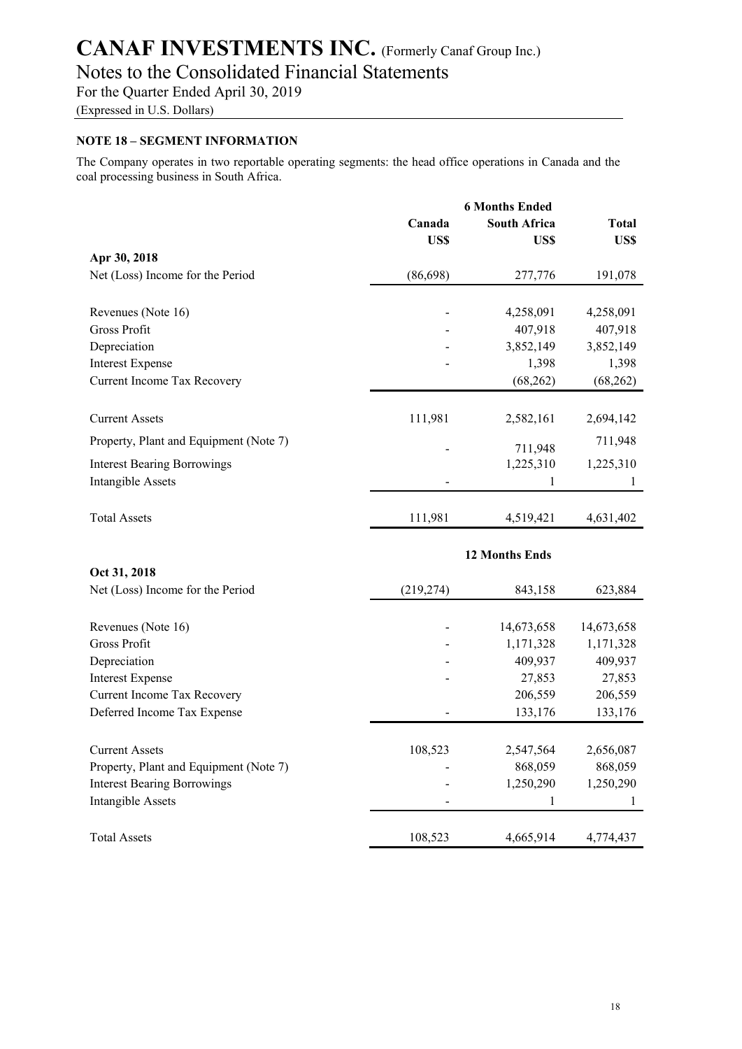# CANAF INVESTMENTS INC. (Formerly Canaf Group Inc.)

## Notes to the Consolidated Financial Statements

For the Quarter Ended April 30, 2019

(Expressed in U.S. Dollars)

### NOTE 18 – SEGMENT INFORMATION

The Company operates in two reportable operating segments: the head office operations in Canada and the coal processing business in South Africa.

| | 6 Months Ended | | |
|---|---|---|---|
| | **Canada** | **South Africa** | **Total** |
| | **US$** | **US$** | **US$** |
| **Apr 30, 2018** | | | |
| Net (Loss) Income for the Period | (86,698) | 277,776 | 191,078 |
| Revenues (Note 16) | - | 4,258,091 | 4,258,091 |
| Gross Profit | - | 407,918 | 407,918 |
| Depreciation | - | 3,852,149 | 3,852,149 |
| Interest Expense | - | 1,398 | 1,398 |
| Current Income Tax Recovery | | (68,262) | (68,262) |
| Current Assets | 111,981 | 2,582,161 | 2,694,142 |
| Property, Plant and Equipment (Note 7) | - | 711,948 | 711,948 |
| Interest Bearing Borrowings | | 1,225,310 | 1,225,310 |
| Intangible Assets | - | 1 | 1 |
| Total Assets | 111,981 | 4,519,421 | 4,631,402 |
| | **12 Months Ends** | | |
| **Oct 31, 2018** | | | |
| Net (Loss) Income for the Period | (219,274) | 843,158 | 623,884 |
| Revenues (Note 16) | - | 14,673,658 | 14,673,658 |
| Gross Profit | - | 1,171,328 | 1,171,328 |
| Depreciation | - | 409,937 | 409,937 |
| Interest Expense | - | 27,853 | 27,853 |
| Current Income Tax Recovery | | 206,559 | 206,559 |
| Deferred Income Tax Expense | - | 133,176 | 133,176 |
| Current Assets | 108,523 | 2,547,564 | 2,656,087 |
| Property, Plant and Equipment (Note 7) | - | 868,059 | 868,059 |
| Interest Bearing Borrowings | - | 1,250,290 | 1,250,290 |
| Intangible Assets | - | 1 | 1 |
| Total Assets | 108,523 | 4,665,914 | 4,774,437 |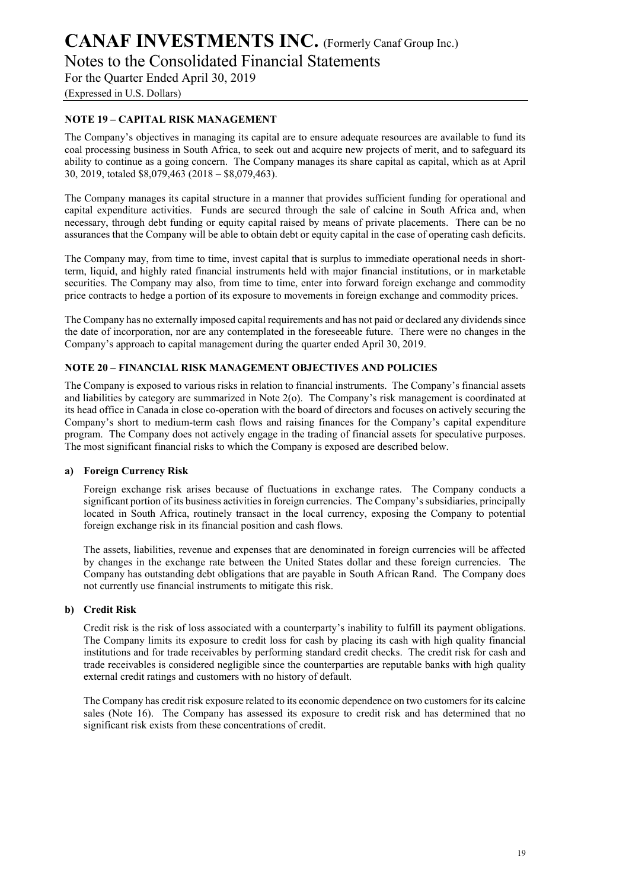## NOTE 19 – CAPITAL RISK MANAGEMENT

The Company's objectives in managing its capital are to ensure adequate resources are available to fund its coal processing business in South Africa, to seek out and acquire new projects of merit, and to safeguard its ability to continue as a going concern. The Company manages its share capital as capital, which as at April 30, 2019, totaled $8,079,463 (2018 – $8,079,463).

The Company manages its capital structure in a manner that provides sufficient funding for operational and capital expenditure activities. Funds are secured through the sale of calcine in South Africa and, when necessary, through debt funding or equity capital raised by means of private placements. There can be no assurances that the Company will be able to obtain debt or equity capital in the case of operating cash deficits.

The Company may, from time to time, invest capital that is surplus to immediate operational needs in short-term, liquid, and highly rated financial instruments held with major financial institutions, or in marketable securities. The Company may also, from time to time, enter into forward foreign exchange and commodity price contracts to hedge a portion of its exposure to movements in foreign exchange and commodity prices.

The Company has no externally imposed capital requirements and has not paid or declared any dividends since the date of incorporation, nor are any contemplated in the foreseeable future. There were no changes in the Company's approach to capital management during the quarter ended April 30, 2019.

## NOTE 20 – FINANCIAL RISK MANAGEMENT OBJECTIVES AND POLICIES

The Company is exposed to various risks in relation to financial instruments. The Company's financial assets and liabilities by category are summarized in Note 2(o). The Company's risk management is coordinated at its head office in Canada in close co-operation with the board of directors and focuses on actively securing the Company's short to medium-term cash flows and raising finances for the Company's capital expenditure program. The Company does not actively engage in the trading of financial assets for speculative purposes. The most significant financial risks to which the Company is exposed are described below.

### a) Foreign Currency Risk

Foreign exchange risk arises because of fluctuations in exchange rates. The Company conducts a significant portion of its business activities in foreign currencies. The Company's subsidiaries, principally located in South Africa, routinely transact in the local currency, exposing the Company to potential foreign exchange risk in its financial position and cash flows.

The assets, liabilities, revenue and expenses that are denominated in foreign currencies will be affected by changes in the exchange rate between the United States dollar and these foreign currencies. The Company has outstanding debt obligations that are payable in South African Rand. The Company does not currently use financial instruments to mitigate this risk.

### b) Credit Risk

Credit risk is the risk of loss associated with a counterparty's inability to fulfill its payment obligations. The Company limits its exposure to credit loss for cash by placing its cash with high quality financial institutions and for trade receivables by performing standard credit checks. The credit risk for cash and trade receivables is considered negligible since the counterparties are reputable banks with high quality external credit ratings and customers with no history of default.

The Company has credit risk exposure related to its economic dependence on two customers for its calcine sales (Note 16). The Company has assessed its exposure to credit risk and has determined that no significant risk exists from these concentrations of credit.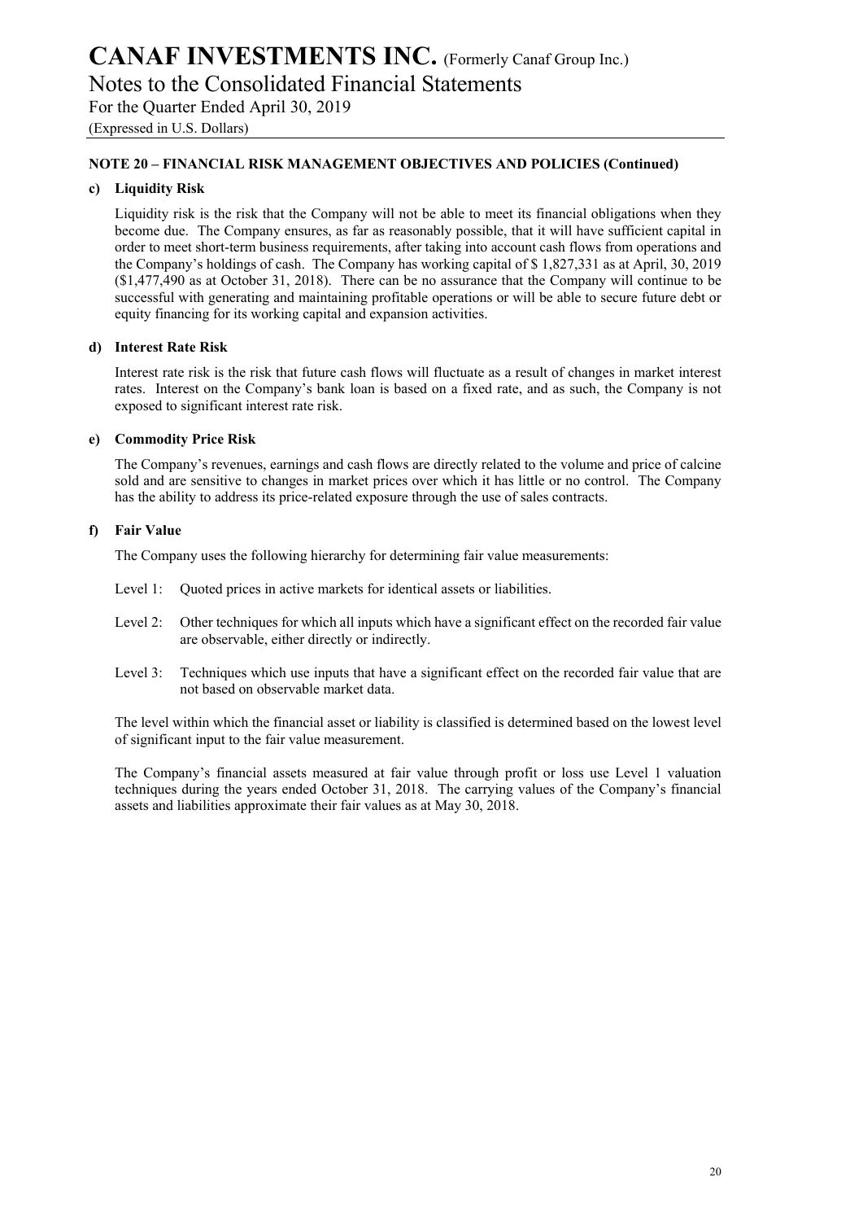### NOTE 20 – FINANCIAL RISK MANAGEMENT OBJECTIVES AND POLICIES (Continued)

**c) Liquidity Risk**

Liquidity risk is the risk that the Company will not be able to meet its financial obligations when they become due. The Company ensures, as far as reasonably possible, that it will have sufficient capital in order to meet short-term business requirements, after taking into account cash flows from operations and the Company's holdings of cash. The Company has working capital of $ 1,827,331 as at April, 30, 2019 ($1,477,490 as at October 31, 2018). There can be no assurance that the Company will continue to be successful with generating and maintaining profitable operations or will be able to secure future debt or equity financing for its working capital and expansion activities.

**d) Interest Rate Risk**

Interest rate risk is the risk that future cash flows will fluctuate as a result of changes in market interest rates. Interest on the Company's bank loan is based on a fixed rate, and as such, the Company is not exposed to significant interest rate risk.

**e) Commodity Price Risk**

The Company's revenues, earnings and cash flows are directly related to the volume and price of calcine sold and are sensitive to changes in market prices over which it has little or no control. The Company has the ability to address its price-related exposure through the use of sales contracts.

**f) Fair Value**

The Company uses the following hierarchy for determining fair value measurements:

Level 1: Quoted prices in active markets for identical assets or liabilities.

Level 2: Other techniques for which all inputs which have a significant effect on the recorded fair value are observable, either directly or indirectly.

Level 3: Techniques which use inputs that have a significant effect on the recorded fair value that are not based on observable market data.

The level within which the financial asset or liability is classified is determined based on the lowest level of significant input to the fair value measurement.

The Company's financial assets measured at fair value through profit or loss use Level 1 valuation techniques during the years ended October 31, 2018. The carrying values of the Company's financial assets and liabilities approximate their fair values as at May 30, 2018.